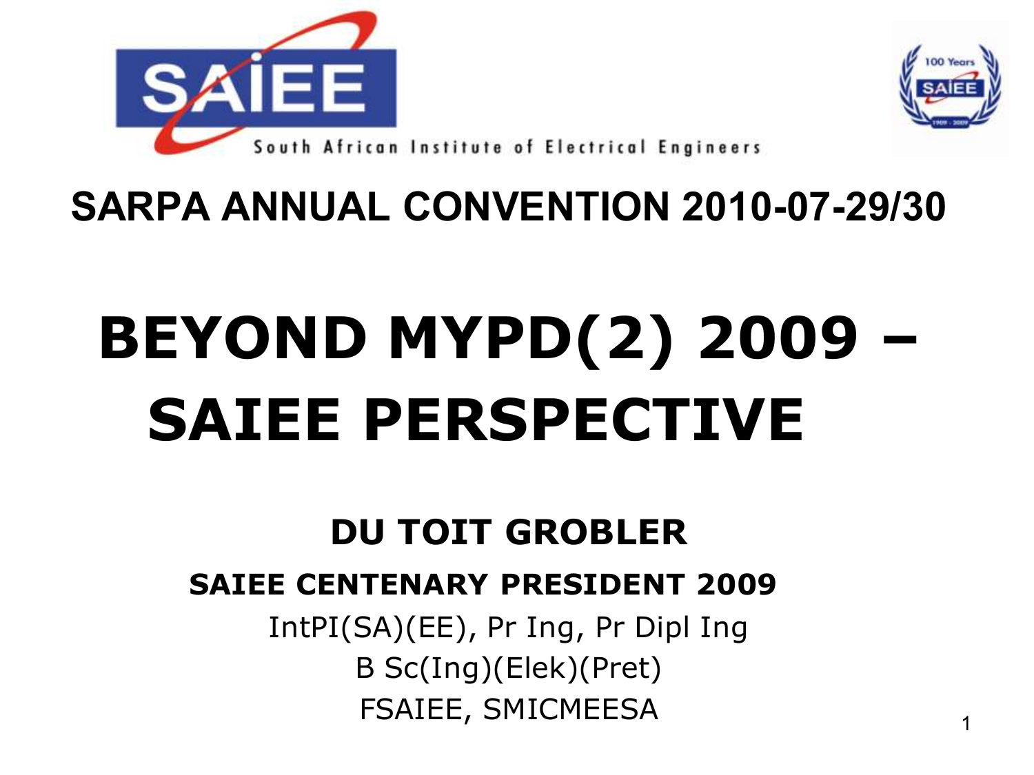South African Institute of Electrical Engineers

## SARPA ANNUAL CONVENTION 2010-07-29/30

# BEYOND MYPD(2) 2009 – SAIEE PERSPECTIVE

**DU TOIT GROBLER**

**SAIEE CENTENARY PRESIDENT 2009**

IntPI(SA)(EE), Pr Ing, Pr Dipl Ing

B Sc(Ing)(Elek)(Pret)

FSAIEE, SMICMEESA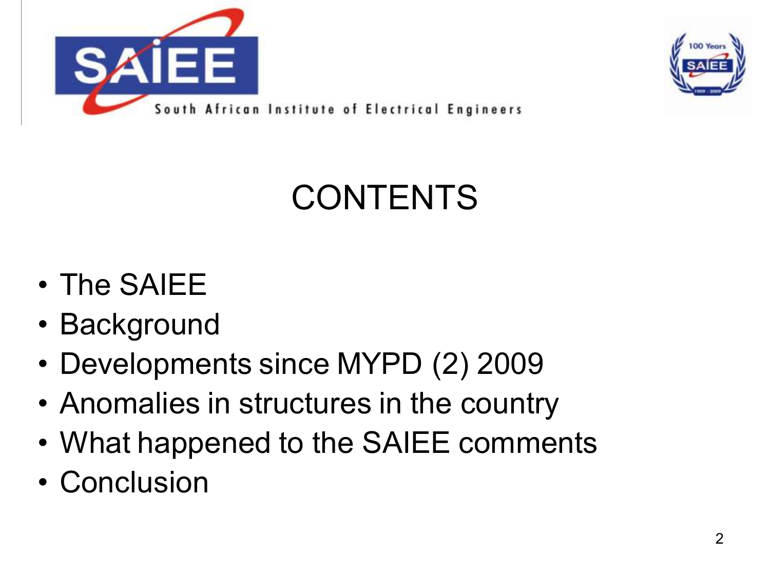# CONTENTS

- The SAIEE
- Background
- Developments since MYPD (2) 2009
- Anomalies in structures in the country
- What happened to the SAIEE comments
- Conclusion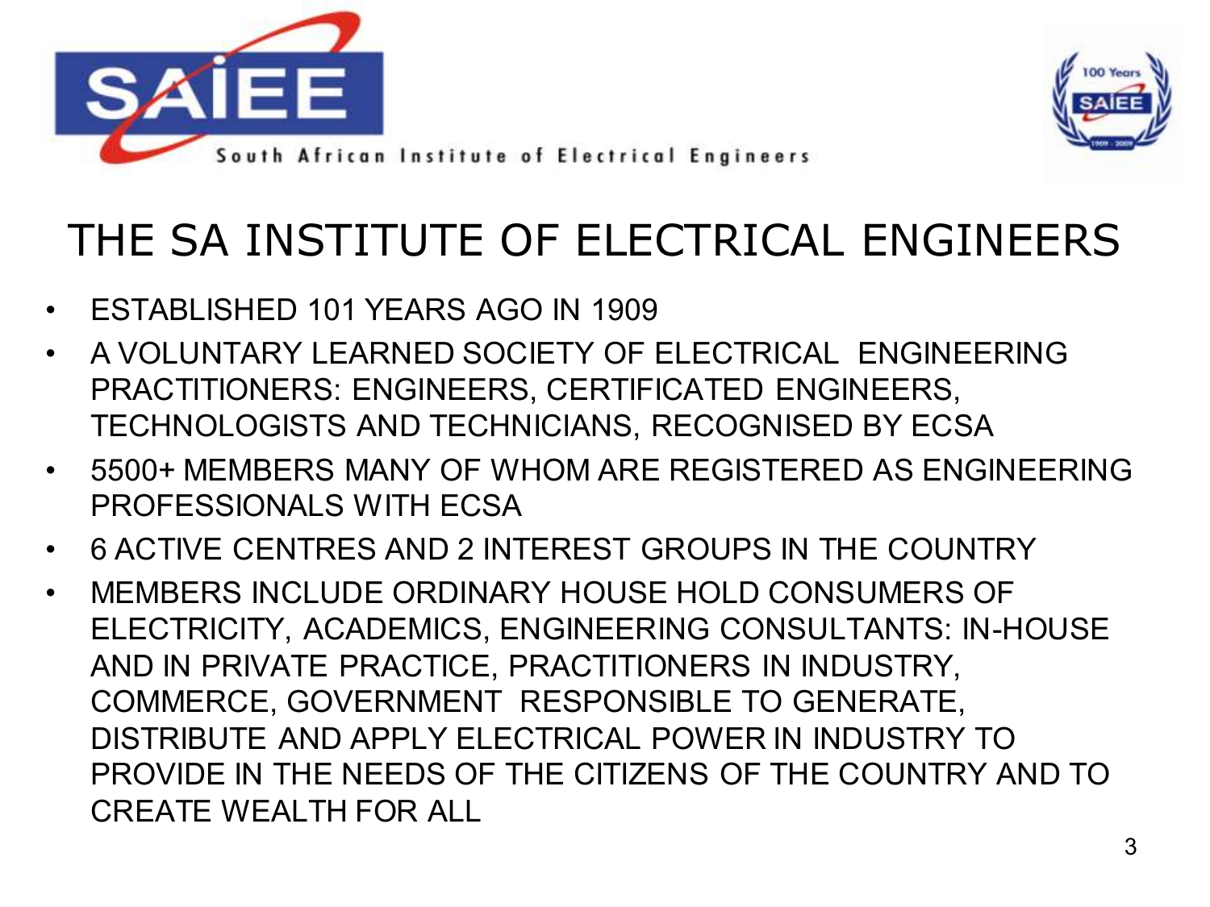South African Institute of Electrical Engineers

# THE SA INSTITUTE OF ELECTRICAL ENGINEERS

- ESTABLISHED 101 YEARS AGO IN 1909
- A VOLUNTARY LEARNED SOCIETY OF ELECTRICAL ENGINEERING PRACTITIONERS: ENGINEERS, CERTIFICATED ENGINEERS, TECHNOLOGISTS AND TECHNICIANS, RECOGNISED BY ECSA
- 5500+ MEMBERS MANY OF WHOM ARE REGISTERED AS ENGINEERING PROFESSIONALS WITH ECSA
- 6 ACTIVE CENTRES AND 2 INTEREST GROUPS IN THE COUNTRY
- MEMBERS INCLUDE ORDINARY HOUSE HOLD CONSUMERS OF ELECTRICITY, ACADEMICS, ENGINEERING CONSULTANTS: IN-HOUSE AND IN PRIVATE PRACTICE, PRACTITIONERS IN INDUSTRY, COMMERCE, GOVERNMENT RESPONSIBLE TO GENERATE, DISTRIBUTE AND APPLY ELECTRICAL POWER IN INDUSTRY TO PROVIDE IN THE NEEDS OF THE CITIZENS OF THE COUNTRY AND TO CREATE WEALTH FOR ALL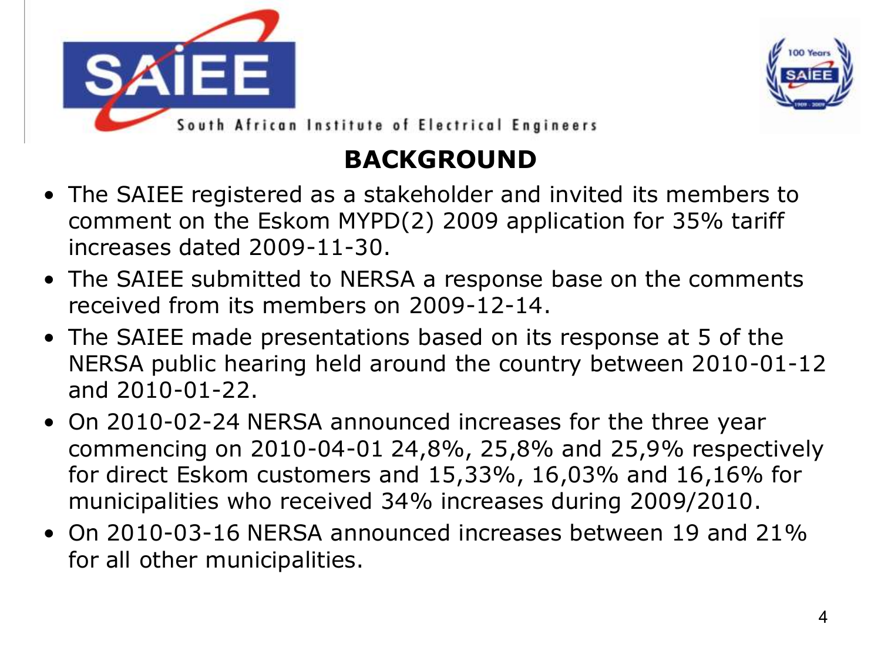South African Institute of Electrical Engineers

# BACKGROUND

- The SAIEE registered as a stakeholder and invited its members to comment on the Eskom MYPD(2) 2009 application for 35% tariff increases dated 2009-11-30.
- The SAIEE submitted to NERSA a response base on the comments received from its members on 2009-12-14.
- The SAIEE made presentations based on its response at 5 of the NERSA public hearing held around the country between 2010-01-12 and 2010-01-22.
- On 2010-02-24 NERSA announced increases for the three year commencing on 2010-04-01 24,8%, 25,8% and 25,9% respectively for direct Eskom customers and 15,33%, 16,03% and 16,16% for municipalities who received 34% increases during 2009/2010.
- On 2010-03-16 NERSA announced increases between 19 and 21% for all other municipalities.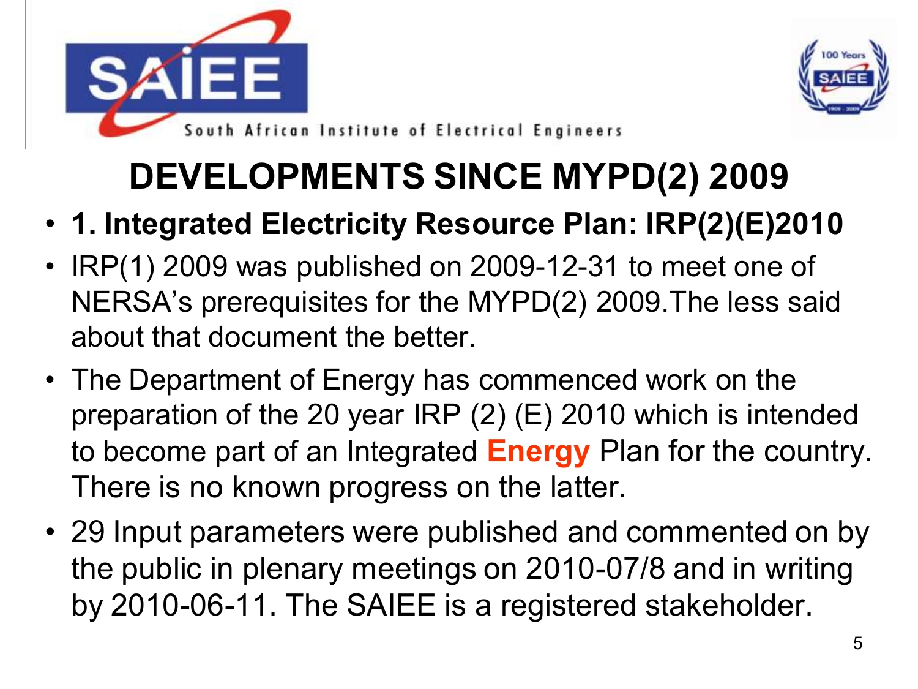# DEVELOPMENTS SINCE MYPD(2) 2009

- **1. Integrated Electricity Resource Plan: IRP(2)(E)2010**
- IRP(1) 2009 was published on 2009-12-31 to meet one of NERSA's prerequisites for the MYPD(2) 2009.The less said about that document the better.
- The Department of Energy has commenced work on the preparation of the 20 year IRP (2) (E) 2010 which is intended to become part of an Integrated **Energy** Plan for the country. There is no known progress on the latter.
- 29 Input parameters were published and commented on by the public in plenary meetings on 2010-07/8 and in writing by 2010-06-11. The SAIEE is a registered stakeholder.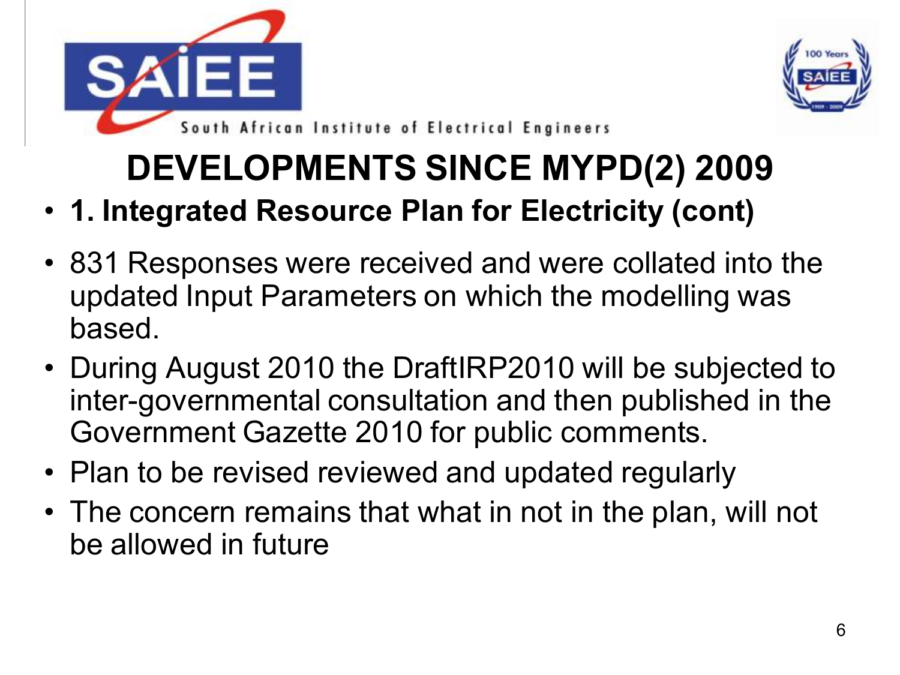# DEVELOPMENTS SINCE MYPD(2) 2009

- **1. Integrated Resource Plan for Electricity (cont)**
- 831 Responses were received and were collated into the updated Input Parameters on which the modelling was based.
- During August 2010 the DraftIRP2010 will be subjected to inter-governmental consultation and then published in the Government Gazette 2010 for public comments.
- Plan to be revised reviewed and updated regularly
- The concern remains that what in not in the plan, will not be allowed in future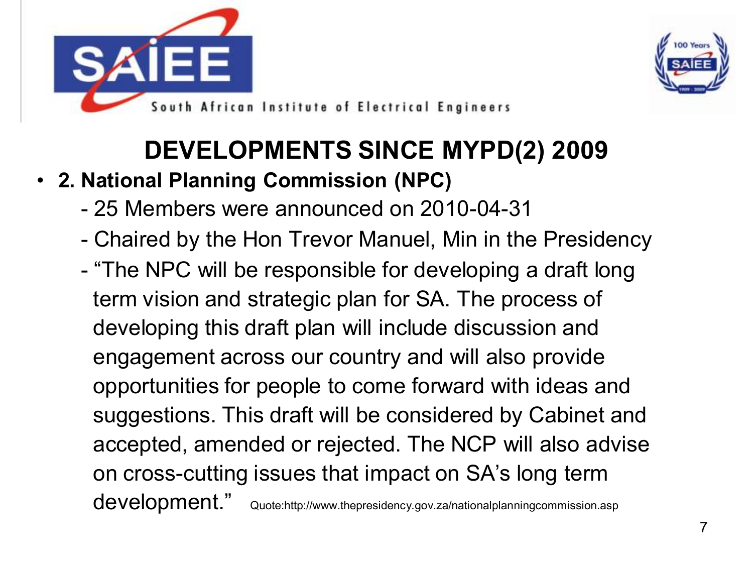## DEVELOPMENTS SINCE MYPD(2) 2009

- **2. National Planning Commission (NPC)**
  - 25 Members were announced on 2010-04-31
  - Chaired by the Hon Trevor Manuel, Min in the Presidency
  - "The NPC will be responsible for developing a draft long term vision and strategic plan for SA. The process of developing this draft plan will include discussion and engagement across our country and will also provide opportunities for people to come forward with ideas and suggestions. This draft will be considered by Cabinet and accepted, amended or rejected. The NCP will also advise on cross-cutting issues that impact on SA's long term development." Quote:http://www.thepresidency.gov.za/nationalplanningcommission.asp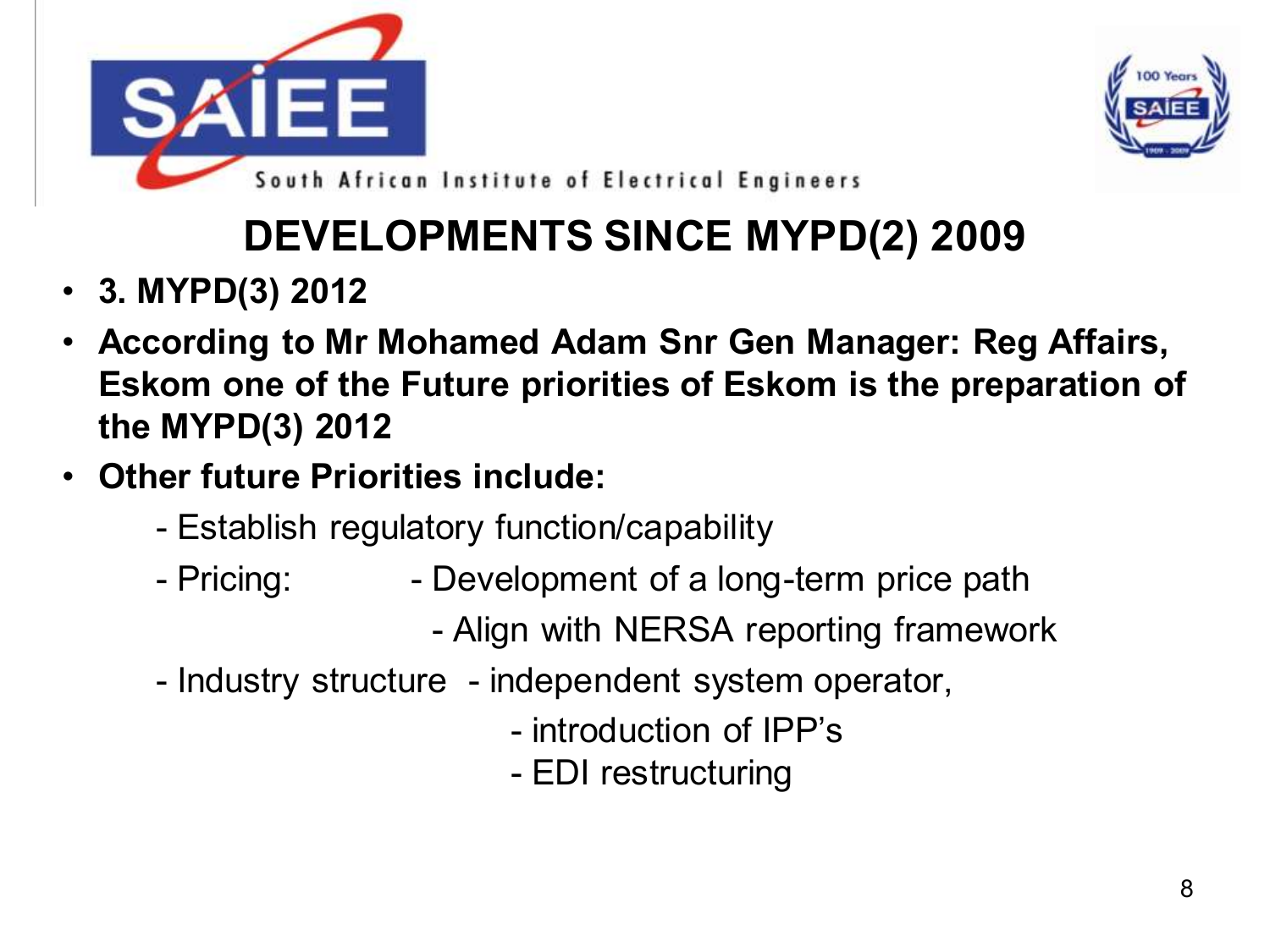# DEVELOPMENTS SINCE MYPD(2) 2009

- **3. MYPD(3) 2012**
- **According to Mr Mohamed Adam Snr Gen Manager: Reg Affairs, Eskom one of the Future priorities of Eskom is the preparation of the MYPD(3) 2012**
- **Other future Priorities include:**
  - Establish regulatory function/capability
  - Pricing:
    - Development of a long-term price path
    - Align with NERSA reporting framework
  - Industry structure
    - independent system operator,
    - introduction of IPP's
    - EDI restructuring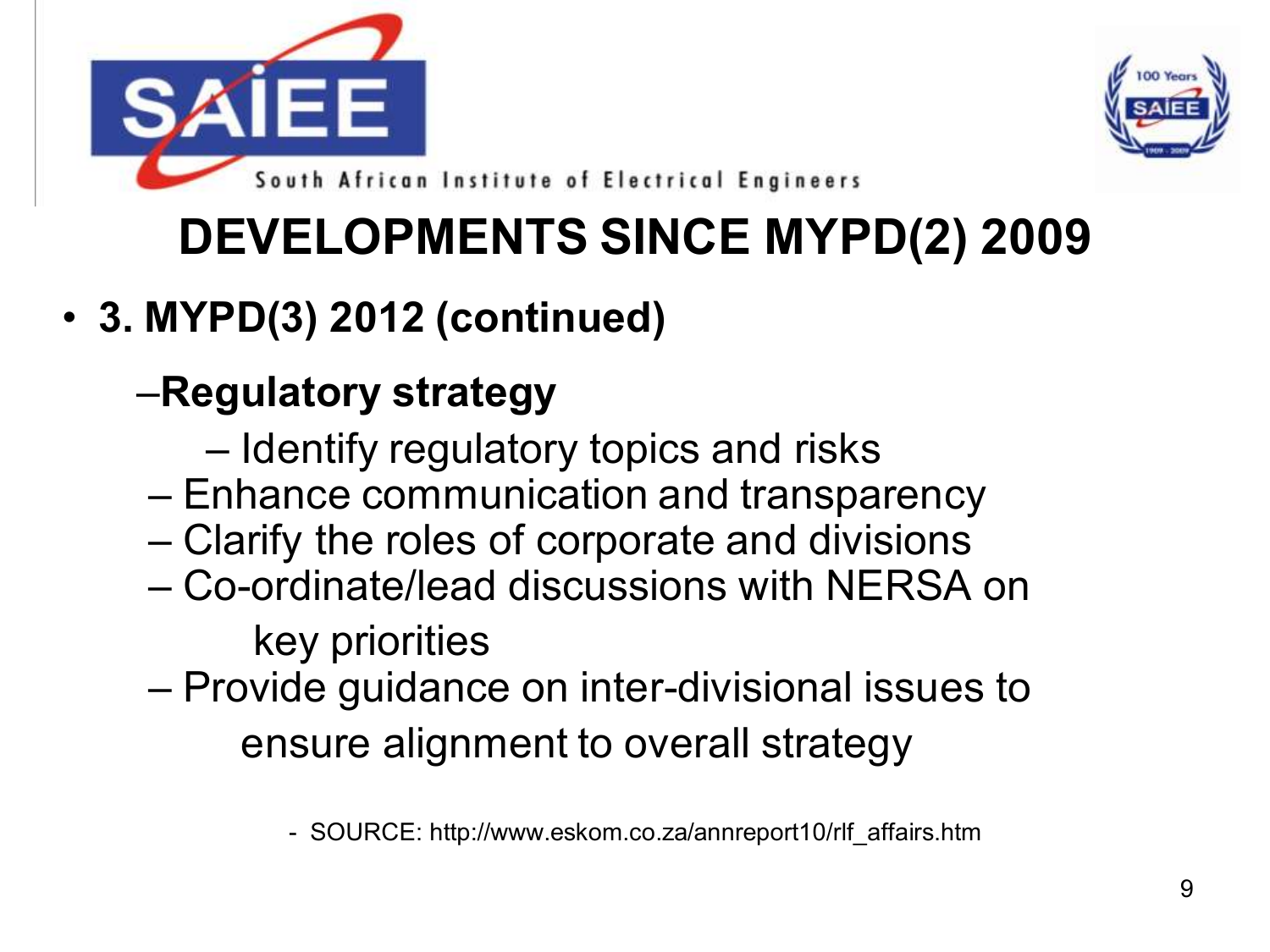# DEVELOPMENTS SINCE MYPD(2) 2009

- **3. MYPD(3) 2012 (continued)**
  - **Regulatory strategy**
    - Identify regulatory topics and risks
    - Enhance communication and transparency
    - Clarify the roles of corporate and divisions
    - Co-ordinate/lead discussions with NERSA on key priorities
    - Provide guidance on inter-divisional issues to ensure alignment to overall strategy

- SOURCE: http://www.eskom.co.za/annreport10/rlf_affairs.htm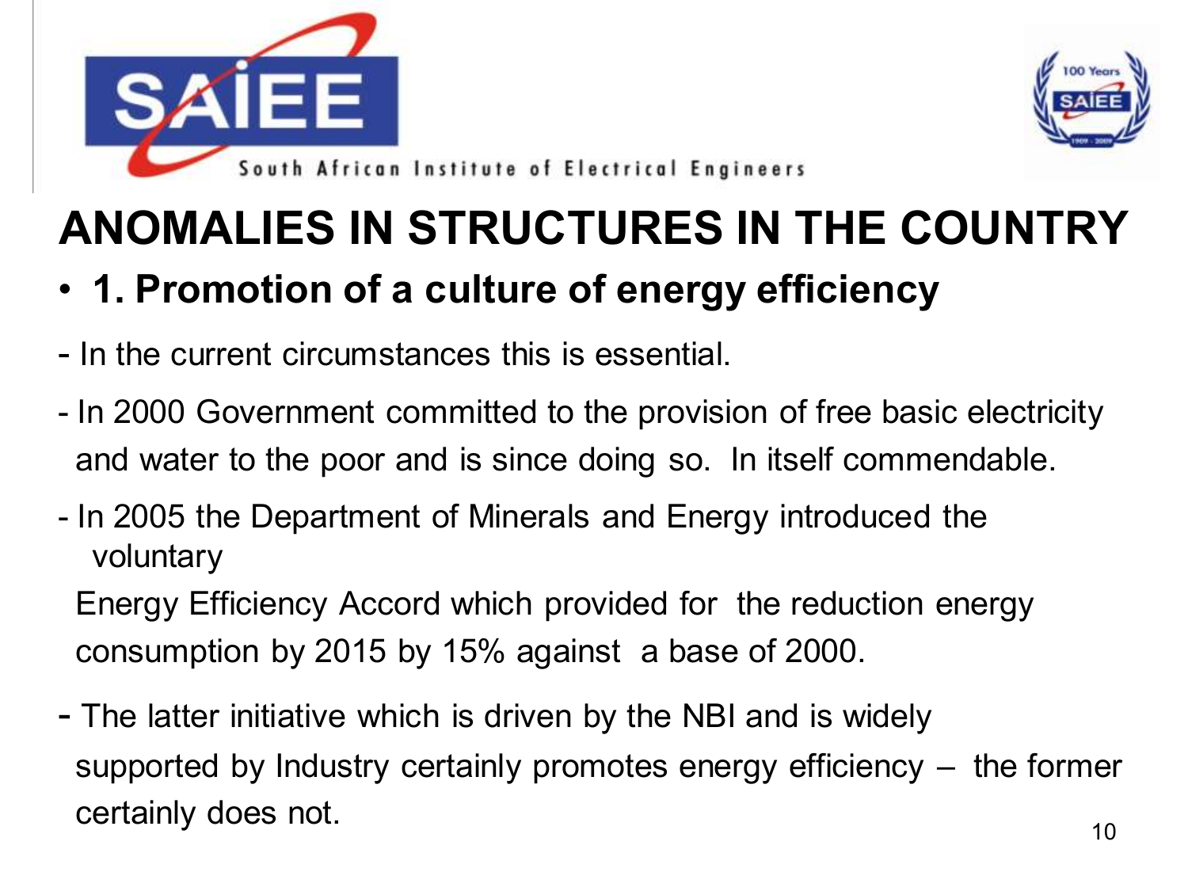# ANOMALIES IN STRUCTURES IN THE COUNTRY

- **1. Promotion of a culture of energy efficiency**

- In the current circumstances this is essential.

- In 2000 Government committed to the provision of free basic electricity and water to the poor and is since doing so. In itself commendable.

- In 2005 the Department of Minerals and Energy introduced the voluntary Energy Efficiency Accord which provided for the reduction energy consumption by 2015 by 15% against a base of 2000.

- The latter initiative which is driven by the NBI and is widely supported by Industry certainly promotes energy efficiency – the former certainly does not.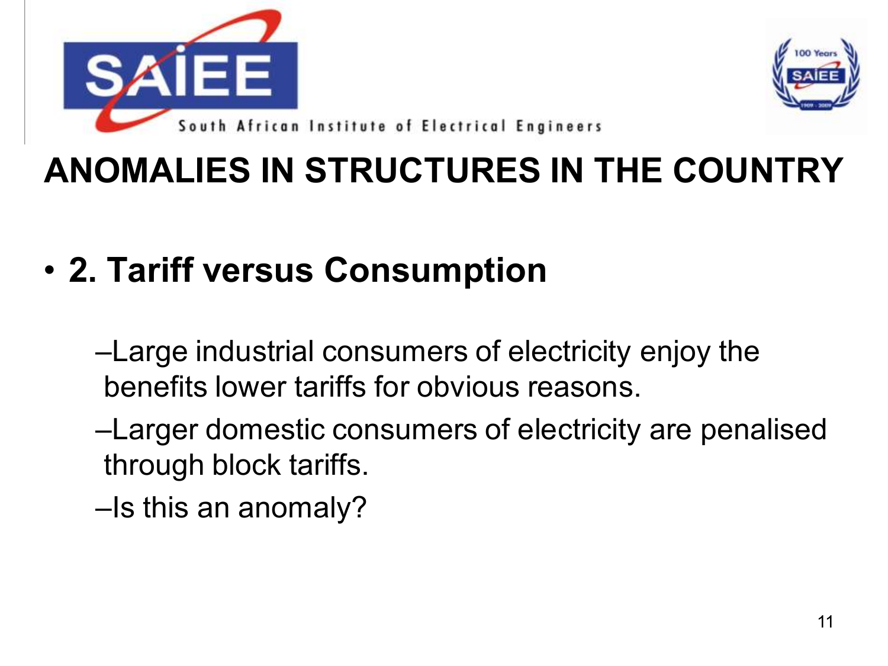# ANOMALIES IN STRUCTURES IN THE COUNTRY

- **2. Tariff versus Consumption**
  - Large industrial consumers of electricity enjoy the benefits lower tariffs for obvious reasons.
  - Larger domestic consumers of electricity are penalised through block tariffs.
  - Is this an anomaly?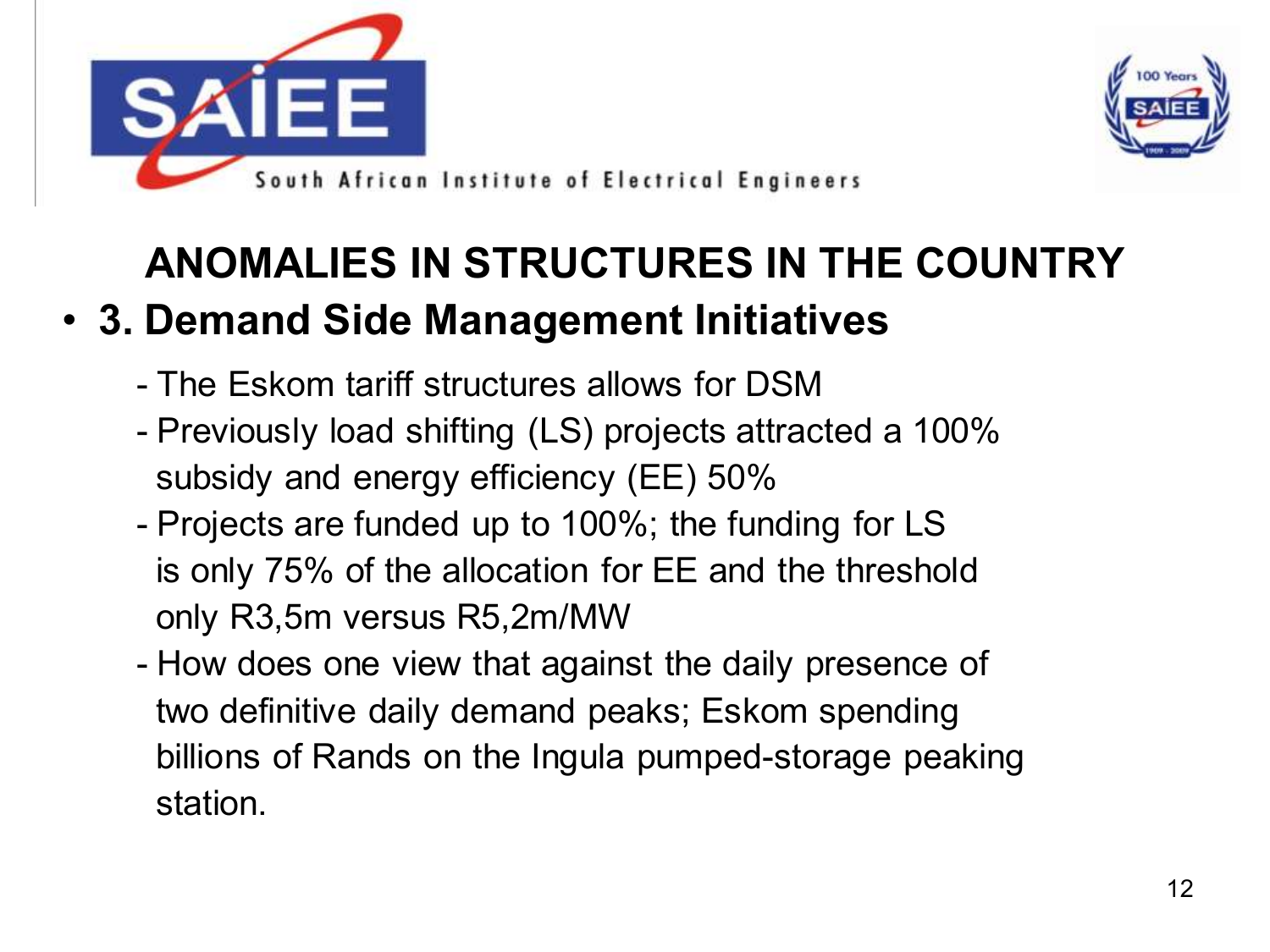# ANOMALIES IN STRUCTURES IN THE COUNTRY

- **3. Demand Side Management Initiatives**
  - The Eskom tariff structures allows for DSM
  - Previously load shifting (LS) projects attracted a 100% subsidy and energy efficiency (EE) 50%
  - Projects are funded up to 100%; the funding for LS is only 75% of the allocation for EE and the threshold only R3,5m versus R5,2m/MW
  - How does one view that against the daily presence of two definitive daily demand peaks; Eskom spending billions of Rands on the Ingula pumped-storage peaking station.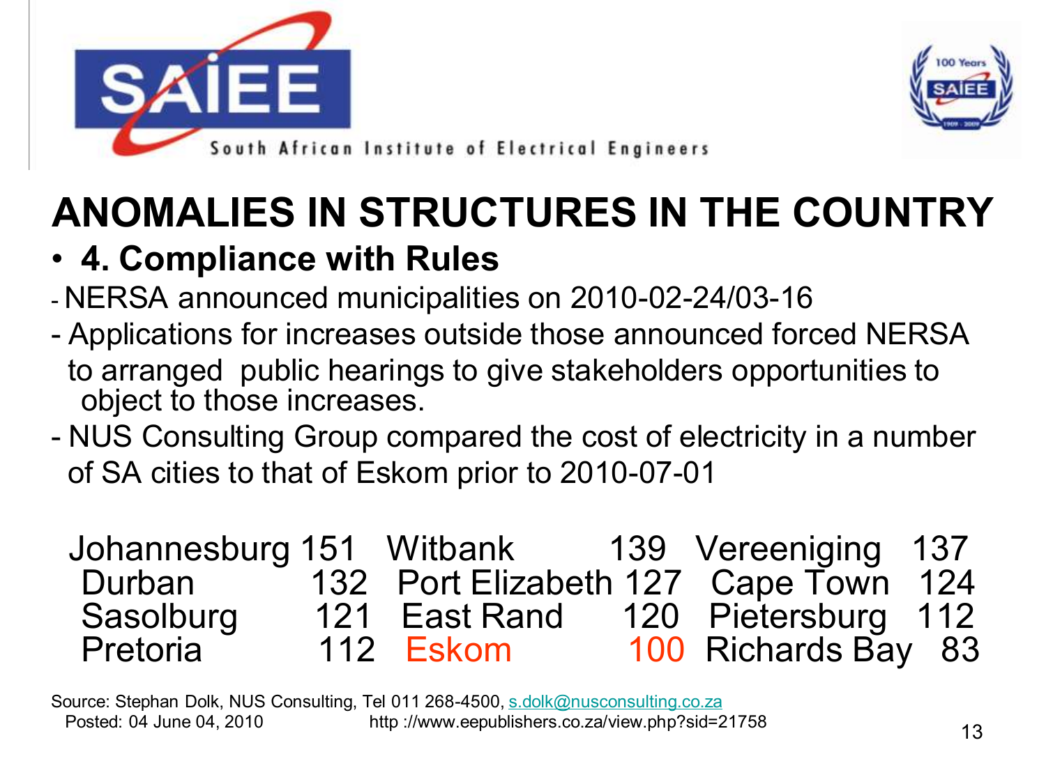South African Institute of Electrical Engineers

# ANOMALIES IN STRUCTURES IN THE COUNTRY

- **4. Compliance with Rules**

- NERSA announced municipalities on 2010-02-24/03-16
- Applications for increases outside those announced forced NERSA to arranged public hearings to give stakeholders opportunities to object to those increases.
- NUS Consulting Group compared the cost of electricity in a number of SA cities to that of Eskom prior to 2010-07-01

| | | | | | |
|---|---|---|---|---|---|
| Johannesburg | 151 | Witbank | 139 | Vereeniging | 137 |
| Durban | 132 | Port Elizabeth | 127 | Cape Town | 124 |
| Sasolburg | 121 | East Rand | 120 | Pietersburg | 112 |
| Pretoria | 112 | Eskom | 100 | Richards Bay | 83 |

Source: Stephan Dolk, NUS Consulting, Tel 011 268-4500, s.dolk@nusconsulting.co.za
Posted: 04 June 04, 2010 http ://www.eepublishers.co.za/view.php?sid=21758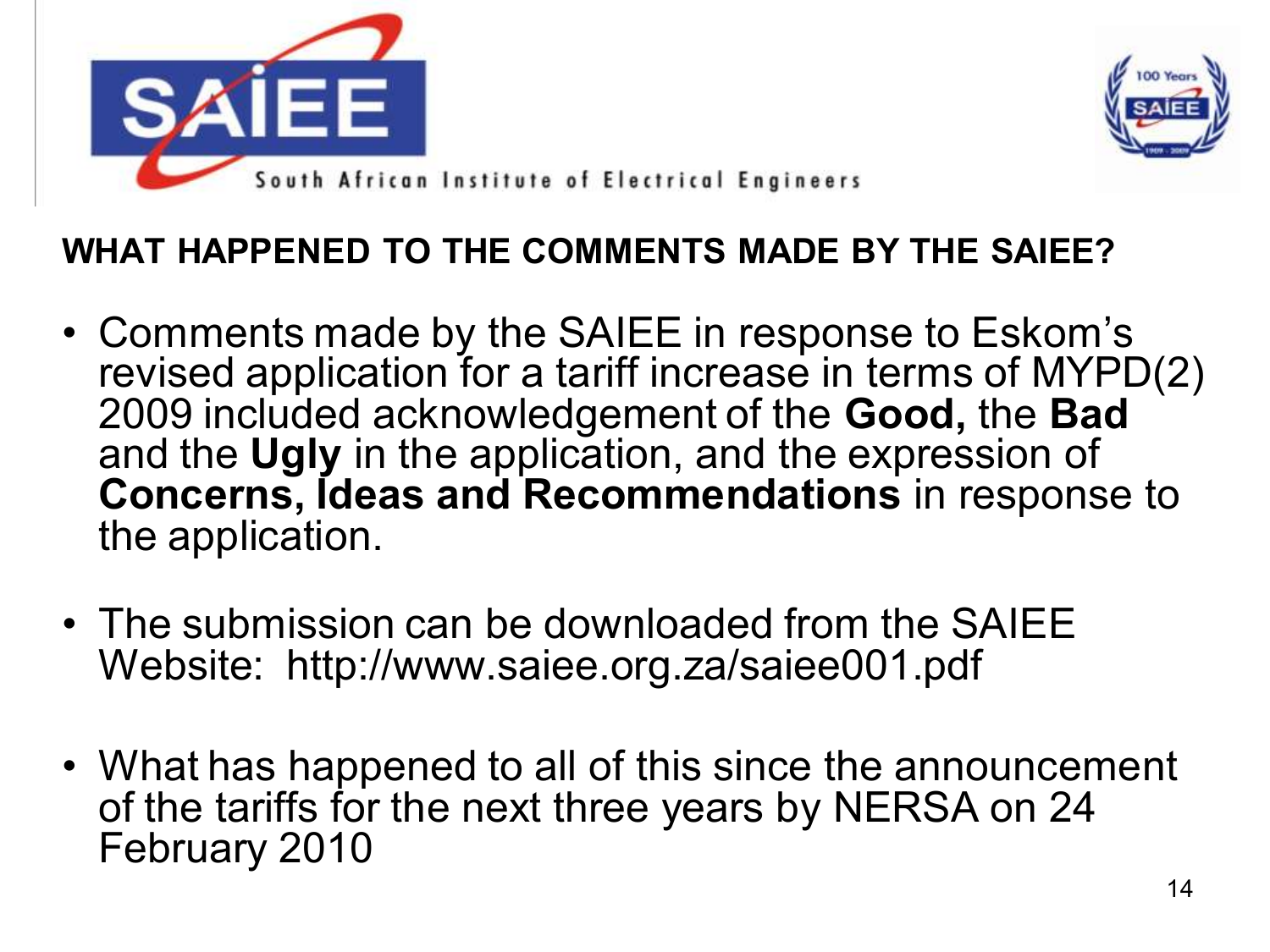# WHAT HAPPENED TO THE COMMENTS MADE BY THE SAIEE?

- Comments made by the SAIEE in response to Eskom's revised application for a tariff increase in terms of MYPD(2) 2009 included acknowledgement of the **Good,** the **Bad** and the **Ugly** in the application, and the expression of **Concerns, Ideas and Recommendations** in response to the application.
- The submission can be downloaded from the SAIEE Website: http://www.saiee.org.za/saiee001.pdf
- What has happened to all of this since the announcement of the tariffs for the next three years by NERSA on 24 February 2010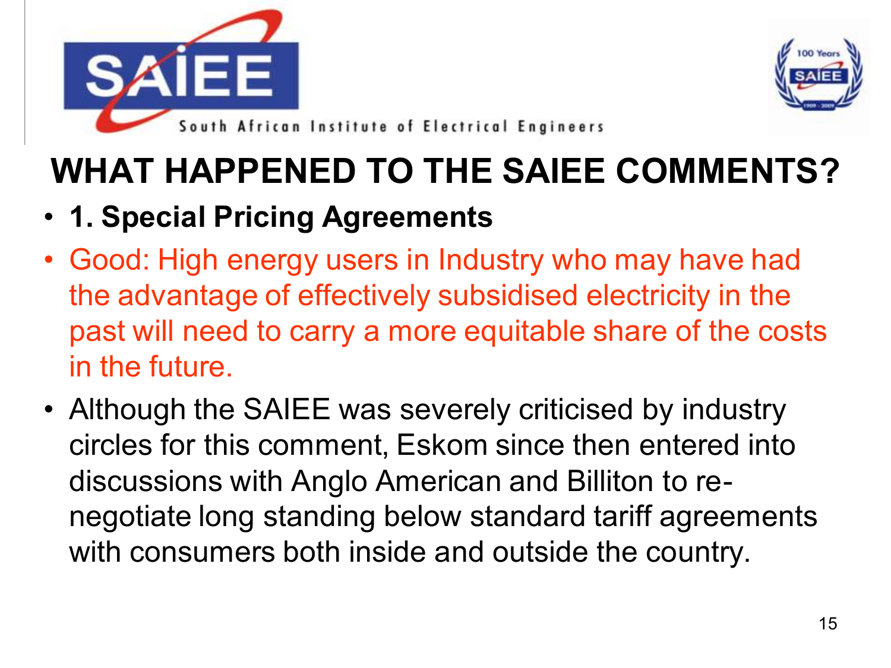# WHAT HAPPENED TO THE SAIEE COMMENTS?

- **1. Special Pricing Agreements**
- Good: High energy users in Industry who may have had the advantage of effectively subsidised electricity in the past will need to carry a more equitable share of the costs in the future.
- Although the SAIEE was severely criticised by industry circles for this comment, Eskom since then entered into discussions with Anglo American and Billiton to re-negotiate long standing below standard tariff agreements with consumers both inside and outside the country.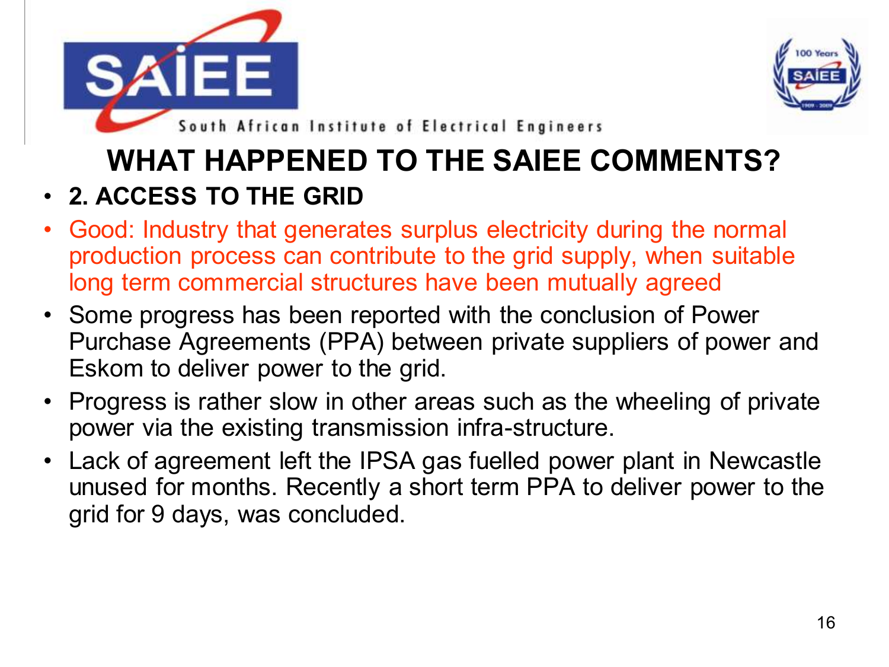SAIEE

South African Institute of Electrical Engineers

# WHAT HAPPENED TO THE SAIEE COMMENTS?

- **2. ACCESS TO THE GRID**
- Good: Industry that generates surplus electricity during the normal production process can contribute to the grid supply, when suitable long term commercial structures have been mutually agreed
- Some progress has been reported with the conclusion of Power Purchase Agreements (PPA) between private suppliers of power and Eskom to deliver power to the grid.
- Progress is rather slow in other areas such as the wheeling of private power via the existing transmission infra-structure.
- Lack of agreement left the IPSA gas fuelled power plant in Newcastle unused for months. Recently a short term PPA to deliver power to the grid for 9 days, was concluded.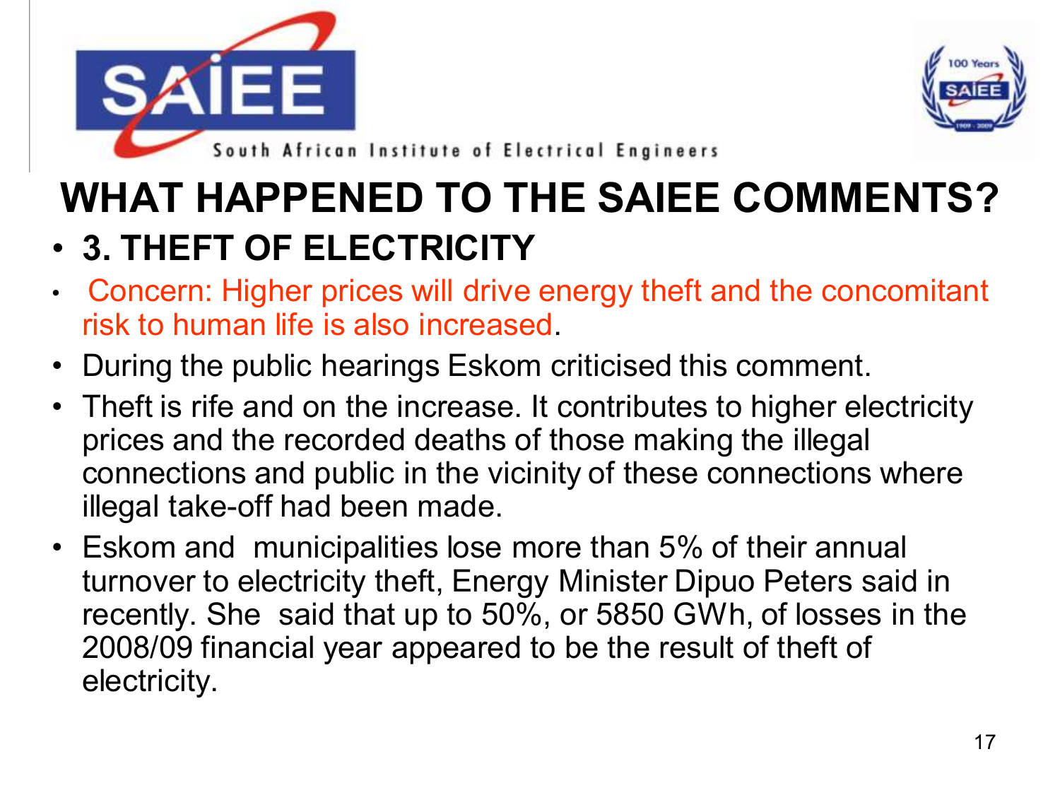# WHAT HAPPENED TO THE SAIEE COMMENTS?

- **3. THEFT OF ELECTRICITY**
- Concern: Higher prices will drive energy theft and the concomitant risk to human life is also increased.
- During the public hearings Eskom criticised this comment.
- Theft is rife and on the increase. It contributes to higher electricity prices and the recorded deaths of those making the illegal connections and public in the vicinity of these connections where illegal take-off had been made.
- Eskom and municipalities lose more than 5% of their annual turnover to electricity theft, Energy Minister Dipuo Peters said in recently. She said that up to 50%, or 5850 GWh, of losses in the 2008/09 financial year appeared to be the result of theft of electricity.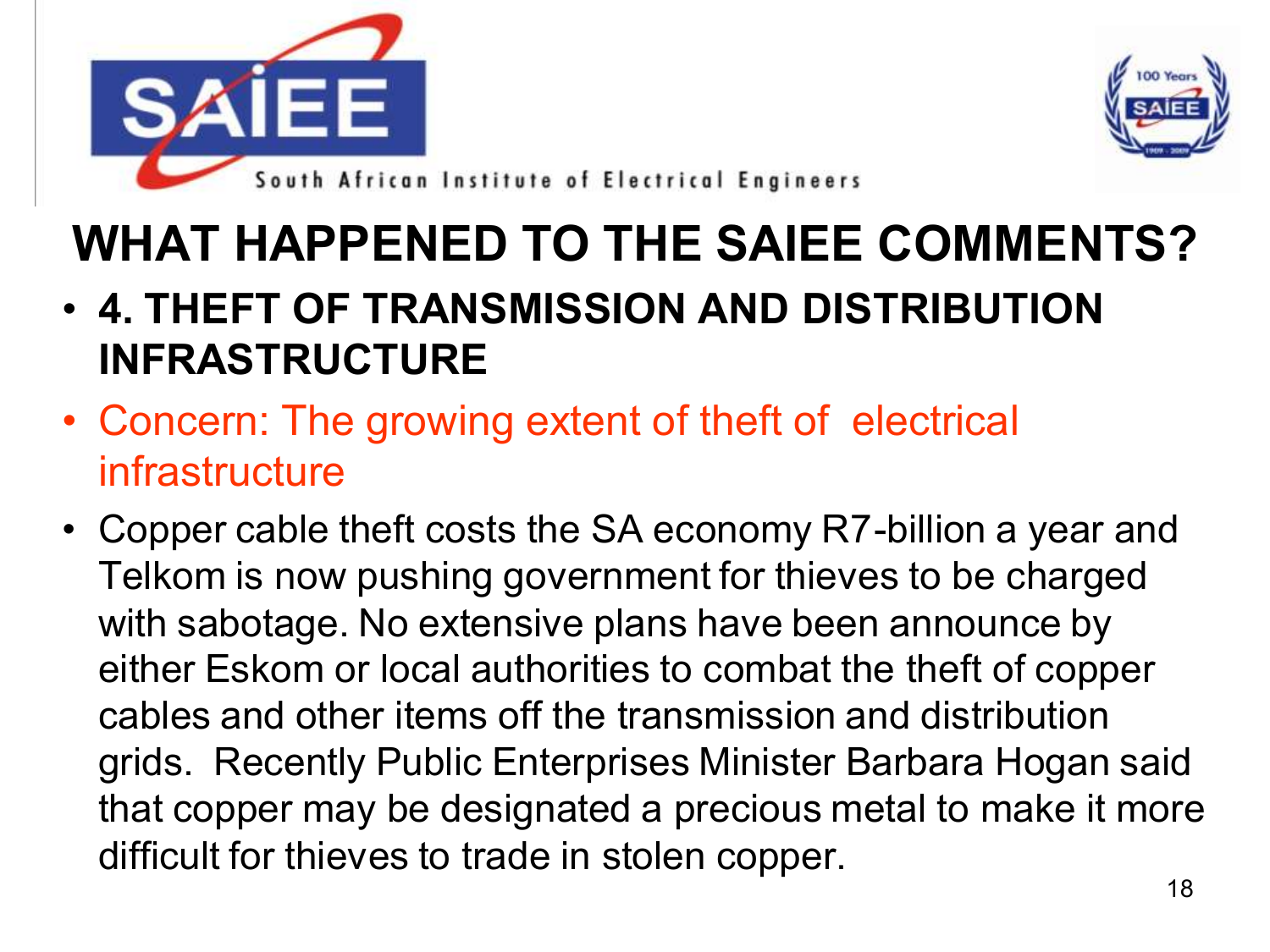South African Institute of Electrical Engineers

# WHAT HAPPENED TO THE SAIEE COMMENTS?

- **4. THEFT OF TRANSMISSION AND DISTRIBUTION INFRASTRUCTURE**
- Concern: The growing extent of theft of electrical infrastructure
- Copper cable theft costs the SA economy R7-billion a year and Telkom is now pushing government for thieves to be charged with sabotage. No extensive plans have been announce by either Eskom or local authorities to combat the theft of copper cables and other items off the transmission and distribution grids. Recently Public Enterprises Minister Barbara Hogan said that copper may be designated a precious metal to make it more difficult for thieves to trade in stolen copper.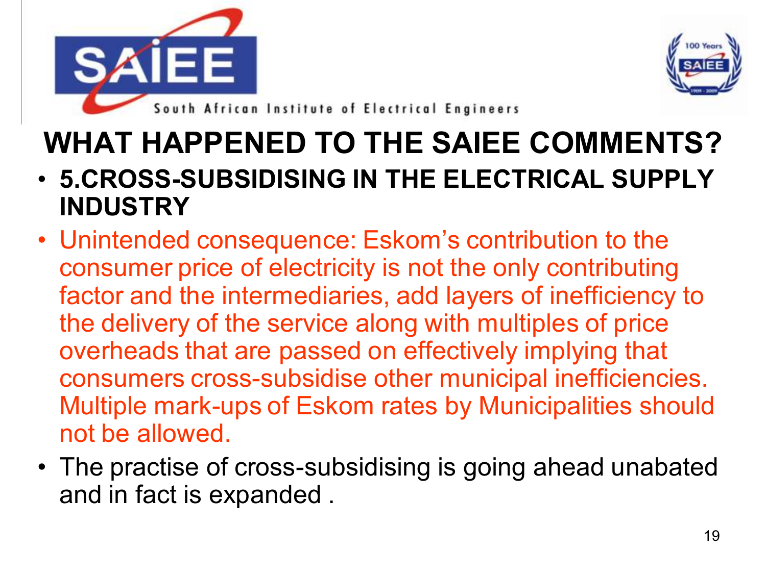# WHAT HAPPENED TO THE SAIEE COMMENTS?

- **5.CROSS-SUBSIDISING IN THE ELECTRICAL SUPPLY INDUSTRY**
- Unintended consequence: Eskom's contribution to the consumer price of electricity is not the only contributing factor and the intermediaries, add layers of inefficiency to the delivery of the service along with multiples of price overheads that are passed on effectively implying that consumers cross-subsidise other municipal inefficiencies. Multiple mark-ups of Eskom rates by Municipalities should not be allowed.
- The practise of cross-subsidising is going ahead unabated and in fact is expanded .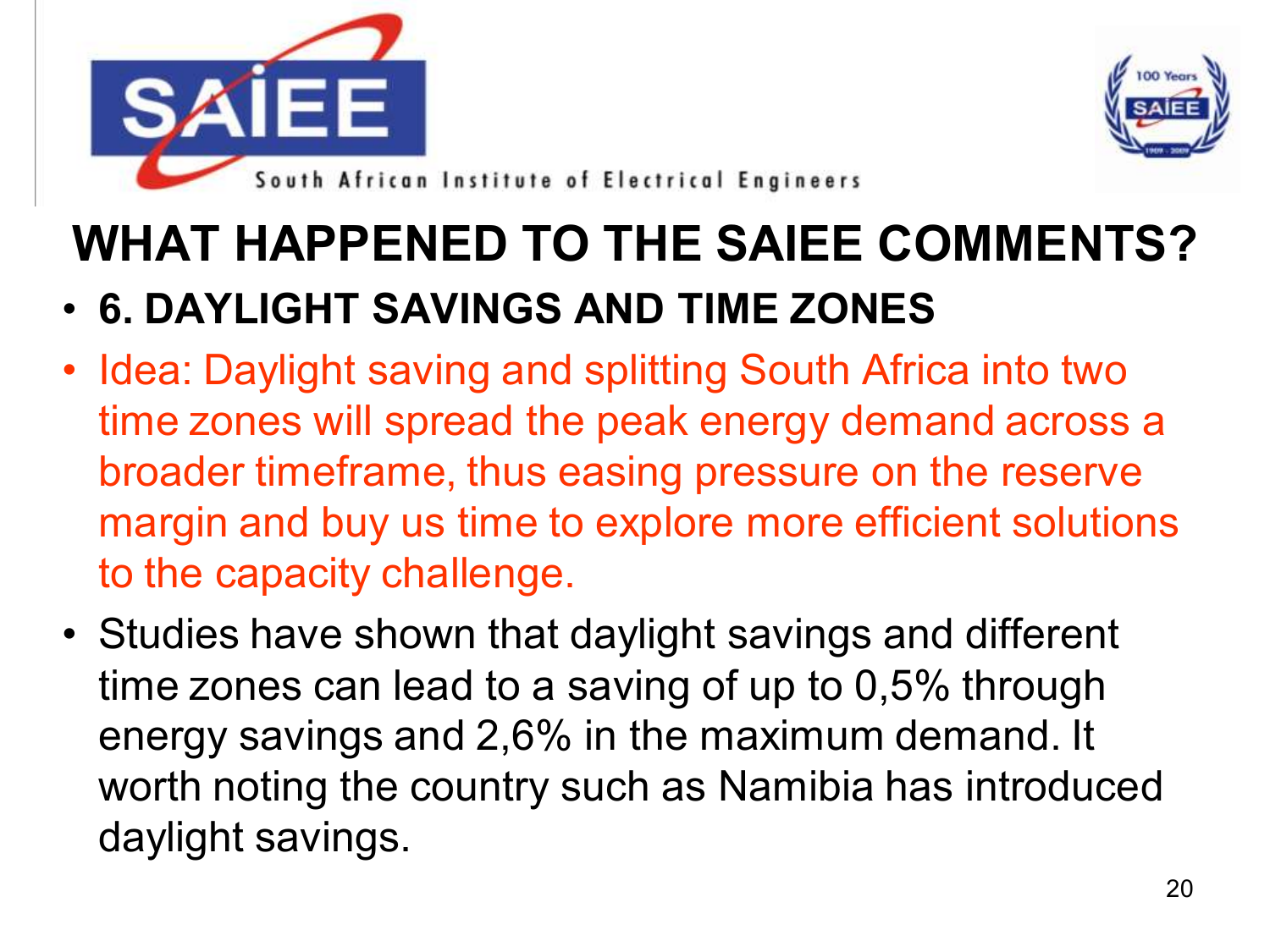# WHAT HAPPENED TO THE SAIEE COMMENTS?

- **6. DAYLIGHT SAVINGS AND TIME ZONES**
- Idea: Daylight saving and splitting South Africa into two time zones will spread the peak energy demand across a broader timeframe, thus easing pressure on the reserve margin and buy us time to explore more efficient solutions to the capacity challenge.
- Studies have shown that daylight savings and different time zones can lead to a saving of up to 0,5% through energy savings and 2,6% in the maximum demand. It worth noting the country such as Namibia has introduced daylight savings.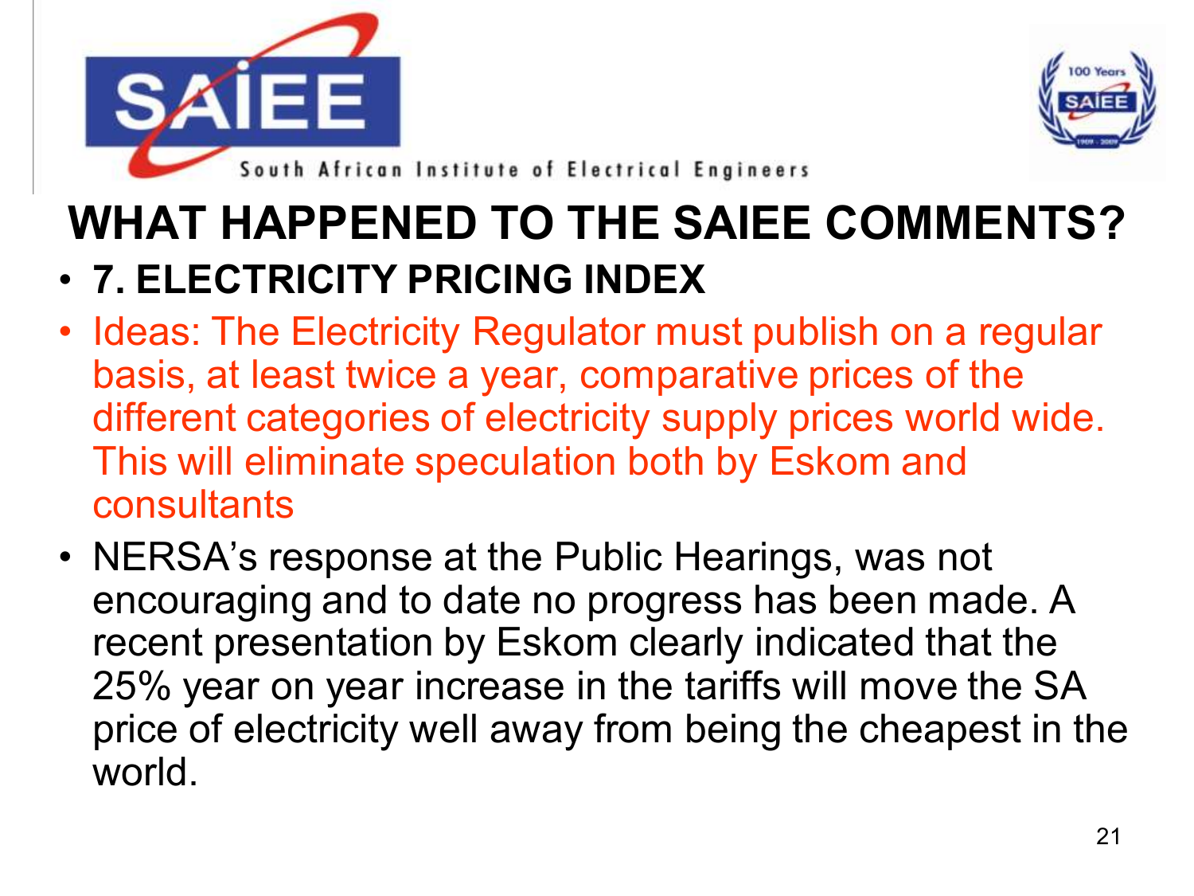# WHAT HAPPENED TO THE SAIEE COMMENTS?

- **7. ELECTRICITY PRICING INDEX**
- Ideas: The Electricity Regulator must publish on a regular basis, at least twice a year, comparative prices of the different categories of electricity supply prices world wide. This will eliminate speculation both by Eskom and consultants
- NERSA's response at the Public Hearings, was not encouraging and to date no progress has been made. A recent presentation by Eskom clearly indicated that the 25% year on year increase in the tariffs will move the SA price of electricity well away from being the cheapest in the world.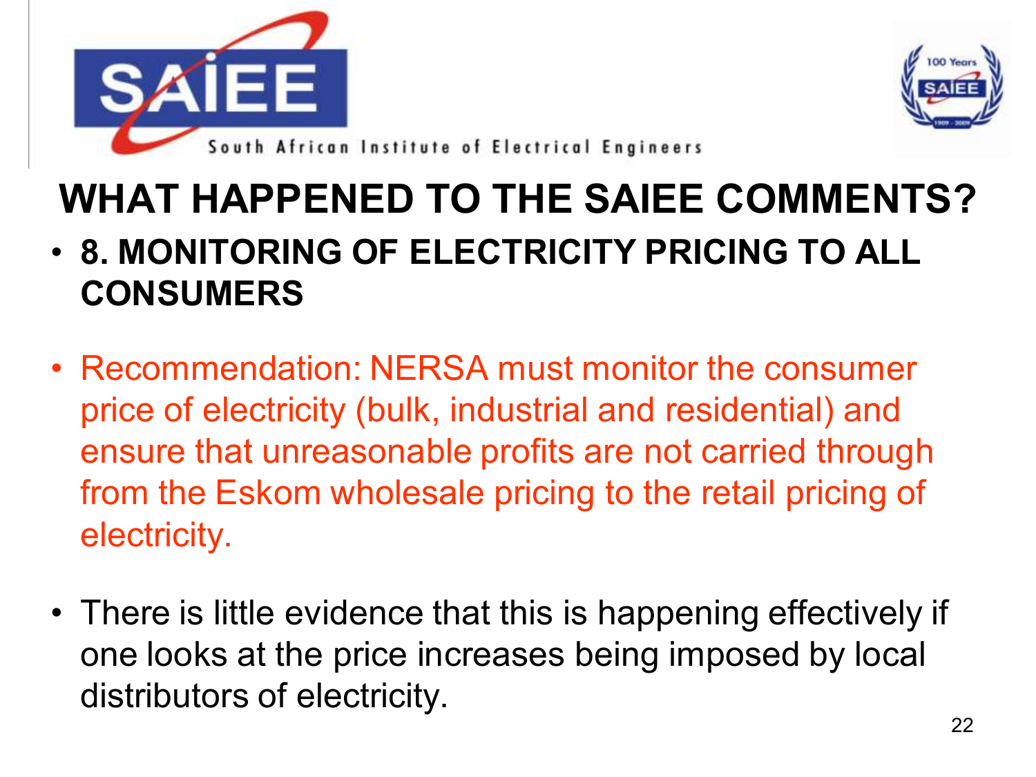South African Institute of Electrical Engineers

# WHAT HAPPENED TO THE SAIEE COMMENTS?

- **8. MONITORING OF ELECTRICITY PRICING TO ALL CONSUMERS**

- Recommendation: NERSA must monitor the consumer price of electricity (bulk, industrial and residential) and ensure that unreasonable profits are not carried through from the Eskom wholesale pricing to the retail pricing of electricity.

- There is little evidence that this is happening effectively if one looks at the price increases being imposed by local distributors of electricity.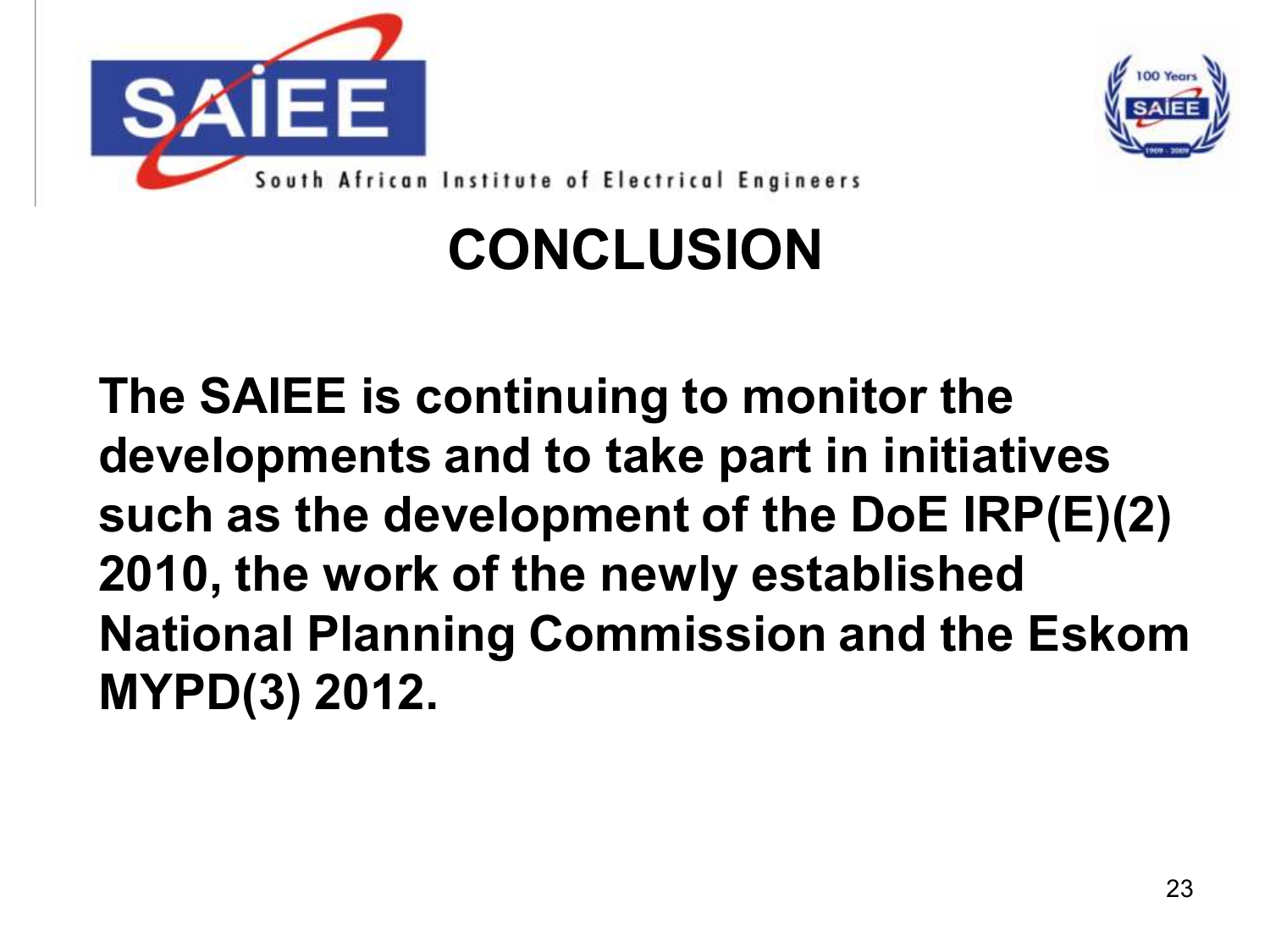# CONCLUSION

**The SAIEE is continuing to monitor the developments and to take part in initiatives such as the development of the DoE IRP(E)(2) 2010, the work of the newly established National Planning Commission and the Eskom MYPD(3) 2012.**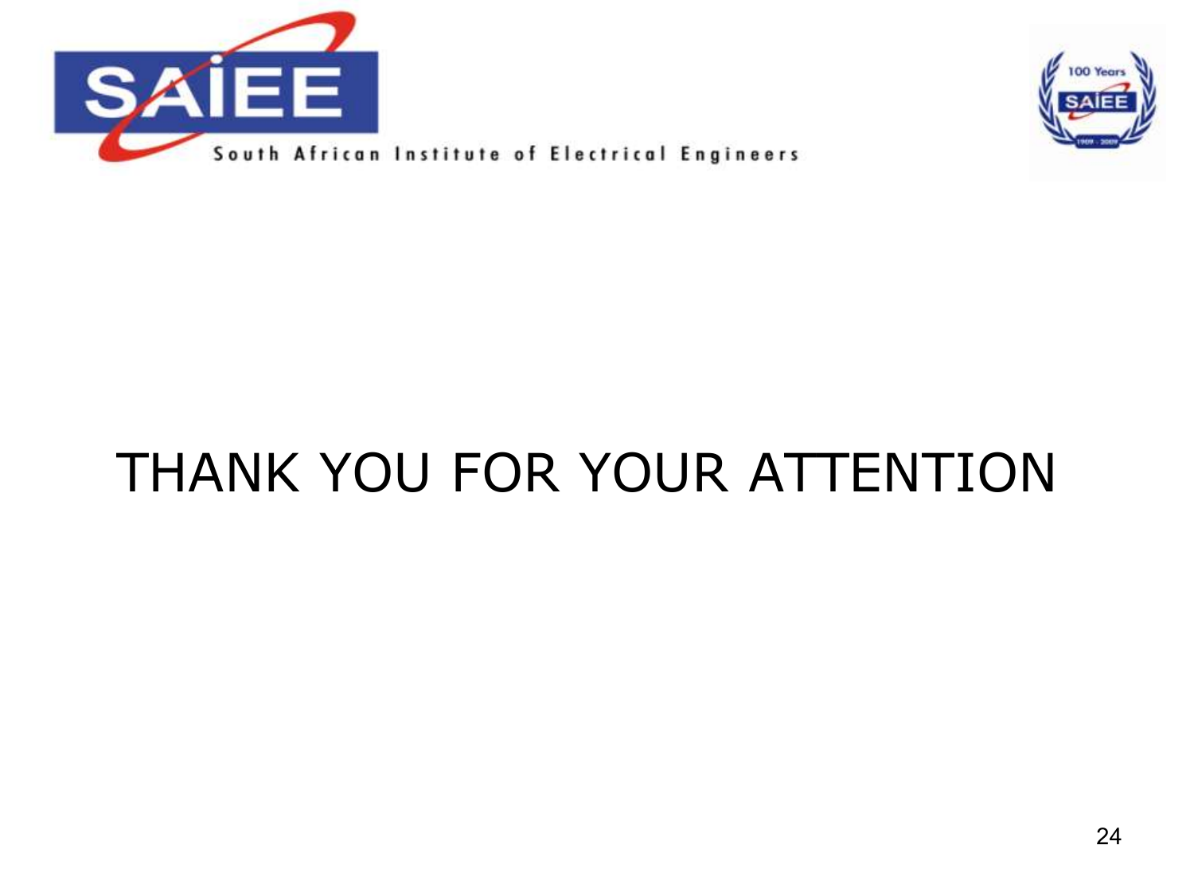South African Institute of Electrical Engineers

THANK YOU FOR YOUR ATTENTION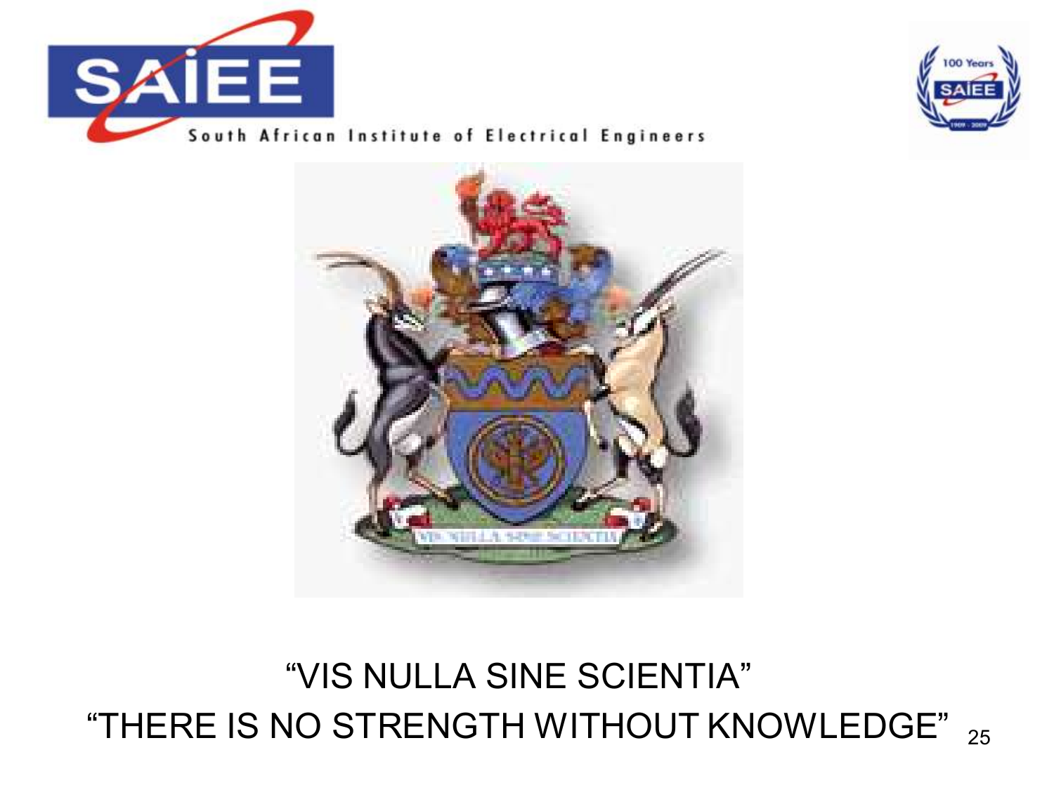SAIEE

South African Institute of Electrical Engineers

"VIS NULLA SINE SCIENTIA"

"THERE IS NO STRENGTH WITHOUT KNOWLEDGE"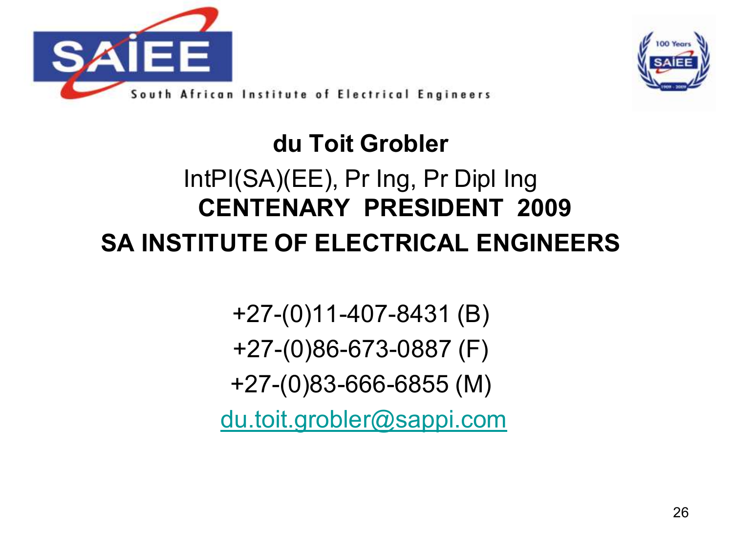SAIEE

South African Institute of Electrical Engineers

**du Toit Grobler**

IntPI(SA)(EE), Pr Ing, Pr Dipl Ing

**CENTENARY PRESIDENT 2009**

**SA INSTITUTE OF ELECTRICAL ENGINEERS**

+27-(0)11-407-8431 (B)

+27-(0)86-673-0887 (F)

+27-(0)83-666-6855 (M)

du.toit.grobler@sappi.com